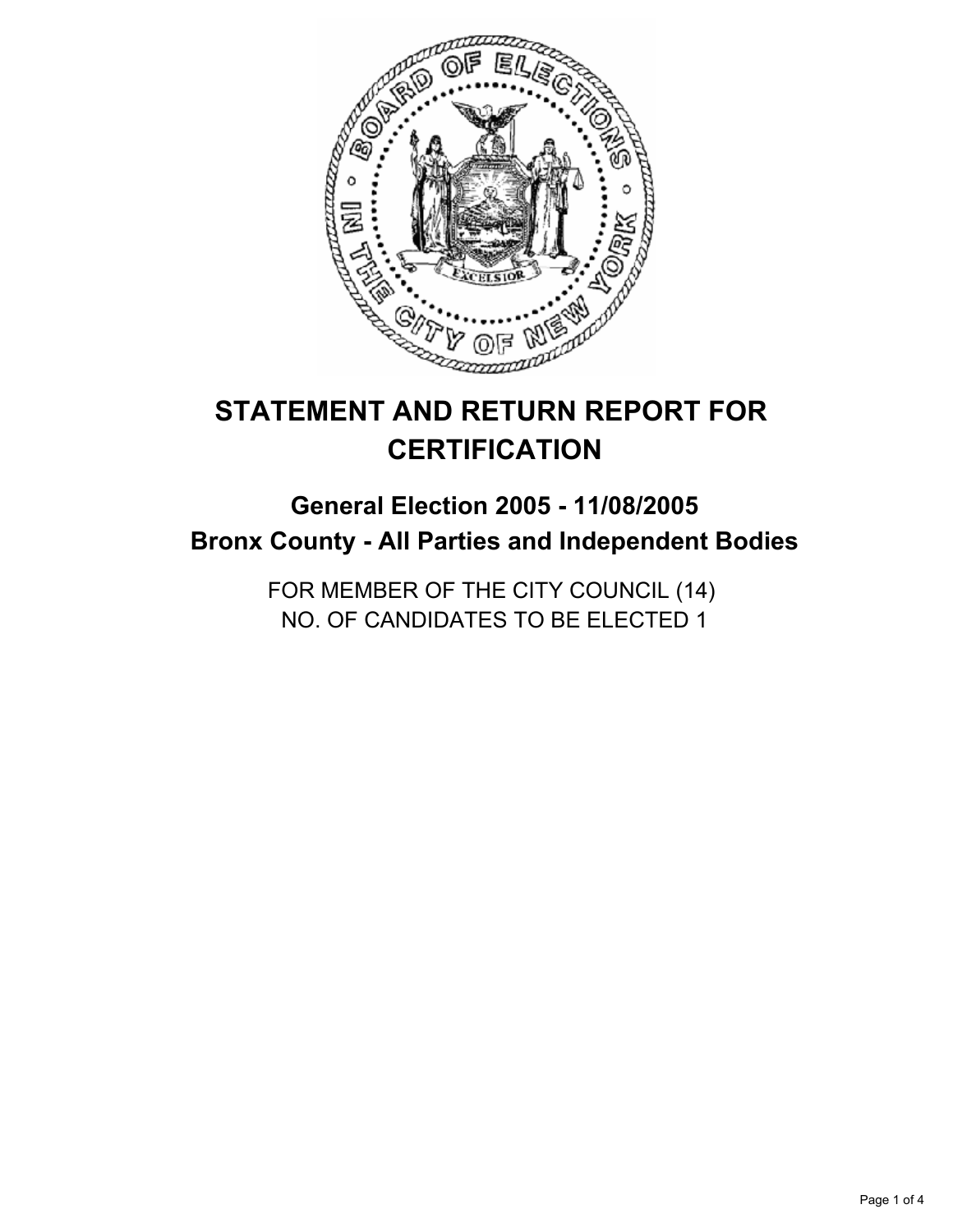# STATEMENT AND RETURN REPORT FOR CERTIFICATION

## General Election 2005 - 11/08/2005
## Bronx County - All Parties and Independent Bodies

FOR MEMBER OF THE CITY COUNCIL (14)
NO. OF CANDIDATES TO BE ELECTED 1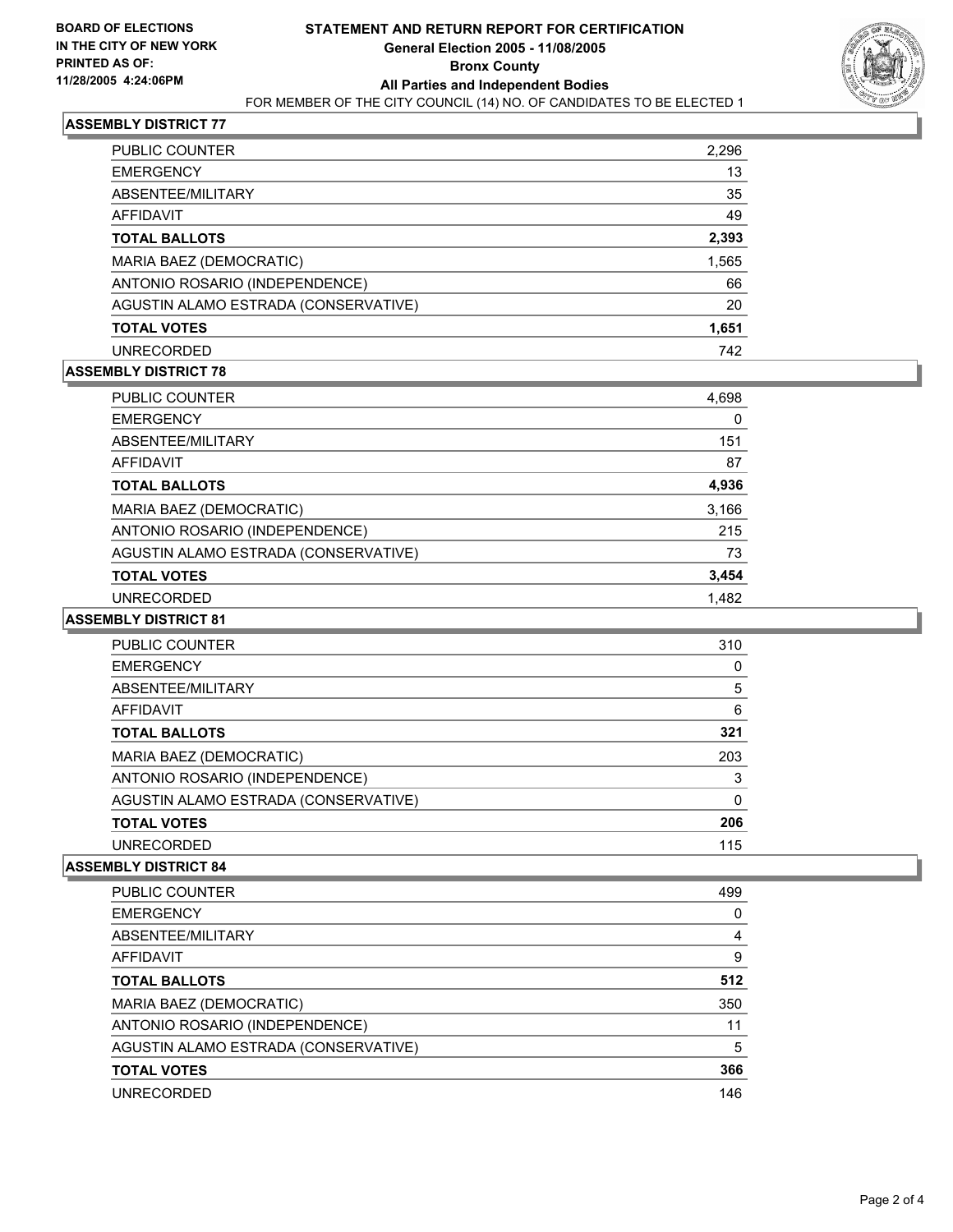**BOARD OF ELECTIONS IN THE CITY OF NEW YORK PRINTED AS OF: 11/28/2005 4:24:06PM**

# STATEMENT AND RETURN REPORT FOR CERTIFICATION
## General Election 2005 - 11/08/2005
## Bronx County
## All Parties and Independent Bodies
FOR MEMBER OF THE CITY COUNCIL (14) NO. OF CANDIDATES TO BE ELECTED 1

### ASSEMBLY DISTRICT 77

| | |
|---|---|
| PUBLIC COUNTER | 2,296 |
| EMERGENCY | 13 |
| ABSENTEE/MILITARY | 35 |
| AFFIDAVIT | 49 |
| **TOTAL BALLOTS** | **2,393** |
| MARIA BAEZ (DEMOCRATIC) | 1,565 |
| ANTONIO ROSARIO (INDEPENDENCE) | 66 |
| AGUSTIN ALAMO ESTRADA (CONSERVATIVE) | 20 |
| **TOTAL VOTES** | **1,651** |
| UNRECORDED | 742 |

### ASSEMBLY DISTRICT 78

| | |
|---|---|
| PUBLIC COUNTER | 4,698 |
| EMERGENCY | 0 |
| ABSENTEE/MILITARY | 151 |
| AFFIDAVIT | 87 |
| **TOTAL BALLOTS** | **4,936** |
| MARIA BAEZ (DEMOCRATIC) | 3,166 |
| ANTONIO ROSARIO (INDEPENDENCE) | 215 |
| AGUSTIN ALAMO ESTRADA (CONSERVATIVE) | 73 |
| **TOTAL VOTES** | **3,454** |
| UNRECORDED | 1,482 |

### ASSEMBLY DISTRICT 81

| | |
|---|---|
| PUBLIC COUNTER | 310 |
| EMERGENCY | 0 |
| ABSENTEE/MILITARY | 5 |
| AFFIDAVIT | 6 |
| **TOTAL BALLOTS** | **321** |
| MARIA BAEZ (DEMOCRATIC) | 203 |
| ANTONIO ROSARIO (INDEPENDENCE) | 3 |
| AGUSTIN ALAMO ESTRADA (CONSERVATIVE) | 0 |
| **TOTAL VOTES** | **206** |
| UNRECORDED | 115 |

### ASSEMBLY DISTRICT 84

| | |
|---|---|
| PUBLIC COUNTER | 499 |
| EMERGENCY | 0 |
| ABSENTEE/MILITARY | 4 |
| AFFIDAVIT | 9 |
| **TOTAL BALLOTS** | **512** |
| MARIA BAEZ (DEMOCRATIC) | 350 |
| ANTONIO ROSARIO (INDEPENDENCE) | 11 |
| AGUSTIN ALAMO ESTRADA (CONSERVATIVE) | 5 |
| **TOTAL VOTES** | **366** |
| UNRECORDED | 146 |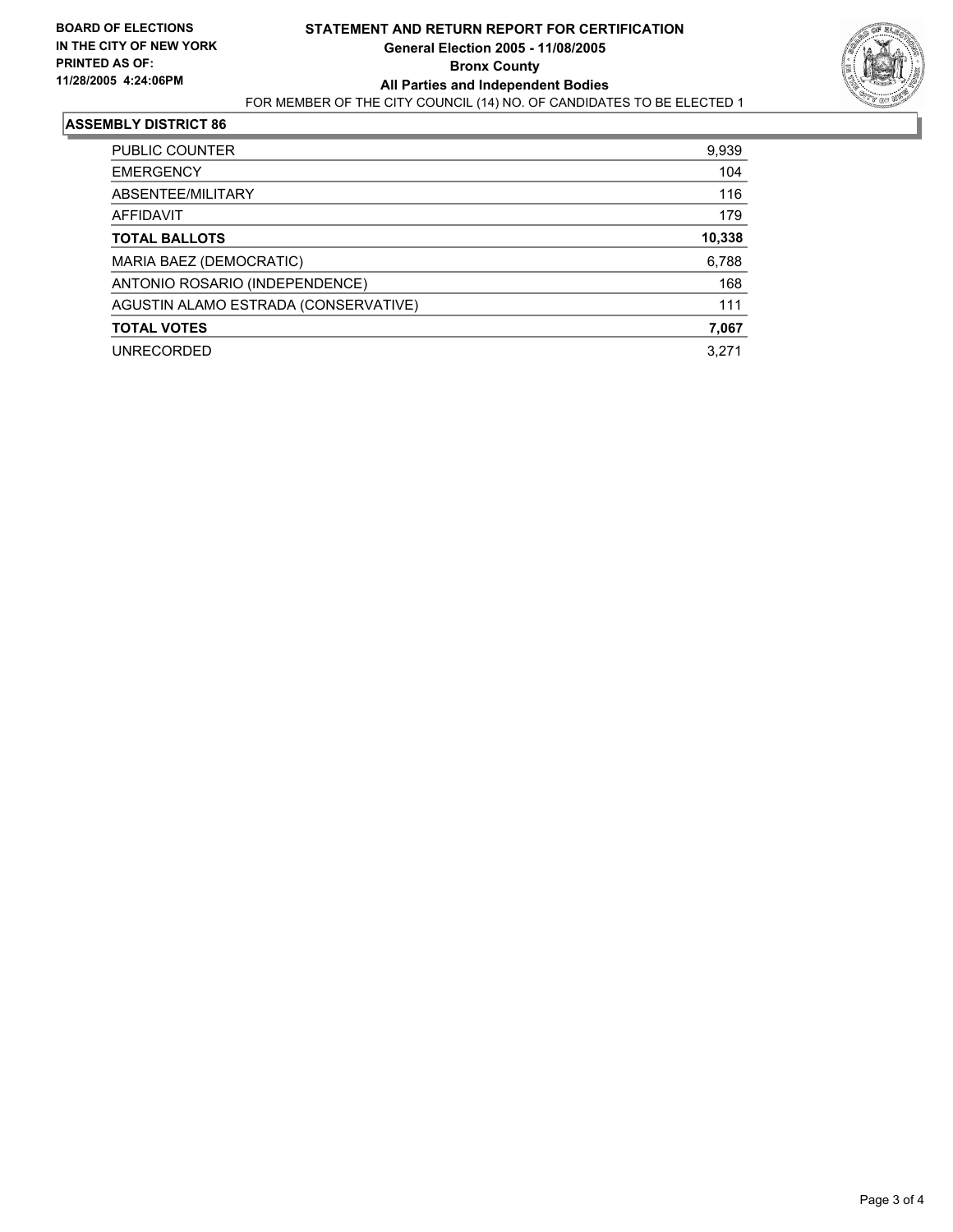BOARD OF ELECTIONS
IN THE CITY OF NEW YORK
PRINTED AS OF:
11/28/2005 4:24:06PM

# STATEMENT AND RETURN REPORT FOR CERTIFICATION

**General Election 2005 - 11/08/2005**

**Bronx County**

**All Parties and Independent Bodies**

FOR MEMBER OF THE CITY COUNCIL (14) NO. OF CANDIDATES TO BE ELECTED 1

## ASSEMBLY DISTRICT 86

| | |
|---|---|
| PUBLIC COUNTER | 9,939 |
| EMERGENCY | 104 |
| ABSENTEE/MILITARY | 116 |
| AFFIDAVIT | 179 |
| **TOTAL BALLOTS** | **10,338** |
| MARIA BAEZ (DEMOCRATIC) | 6,788 |
| ANTONIO ROSARIO (INDEPENDENCE) | 168 |
| AGUSTIN ALAMO ESTRADA (CONSERVATIVE) | 111 |
| **TOTAL VOTES** | **7,067** |
| UNRECORDED | 3,271 |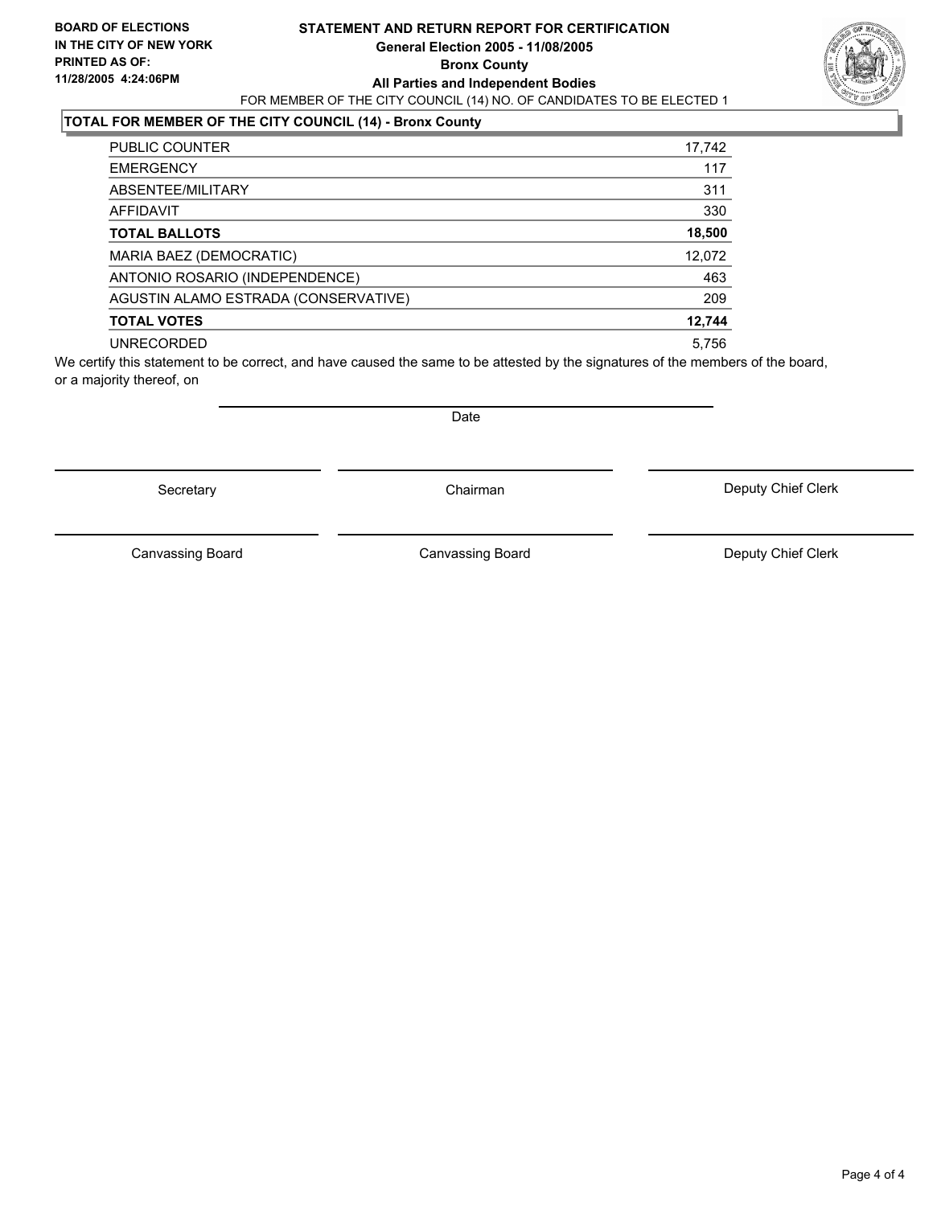**BOARD OF ELECTIONS IN THE CITY OF NEW YORK PRINTED AS OF: 11/28/2005 4:24:06PM**

**STATEMENT AND RETURN REPORT FOR CERTIFICATION**
**General Election 2005 - 11/08/2005**
**Bronx County**
**All Parties and Independent Bodies**
FOR MEMBER OF THE CITY COUNCIL (14) NO. OF CANDIDATES TO BE ELECTED 1

## TOTAL FOR MEMBER OF THE CITY COUNCIL (14) - Bronx County

| | |
|---|---|
| PUBLIC COUNTER | 17,742 |
| EMERGENCY | 117 |
| ABSENTEE/MILITARY | 311 |
| AFFIDAVIT | 330 |
| **TOTAL BALLOTS** | **18,500** |
| MARIA BAEZ (DEMOCRATIC) | 12,072 |
| ANTONIO ROSARIO (INDEPENDENCE) | 463 |
| AGUSTIN ALAMO ESTRADA (CONSERVATIVE) | 209 |
| **TOTAL VOTES** | **12,744** |
| UNRECORDED | 5,756 |

We certify this statement to be correct, and have caused the same to be attested by the signatures of the members of the board, or a majority thereof, on

Date

Secretary | Chairman | Deputy Chief Clerk

Canvassing Board | Canvassing Board | Deputy Chief Clerk